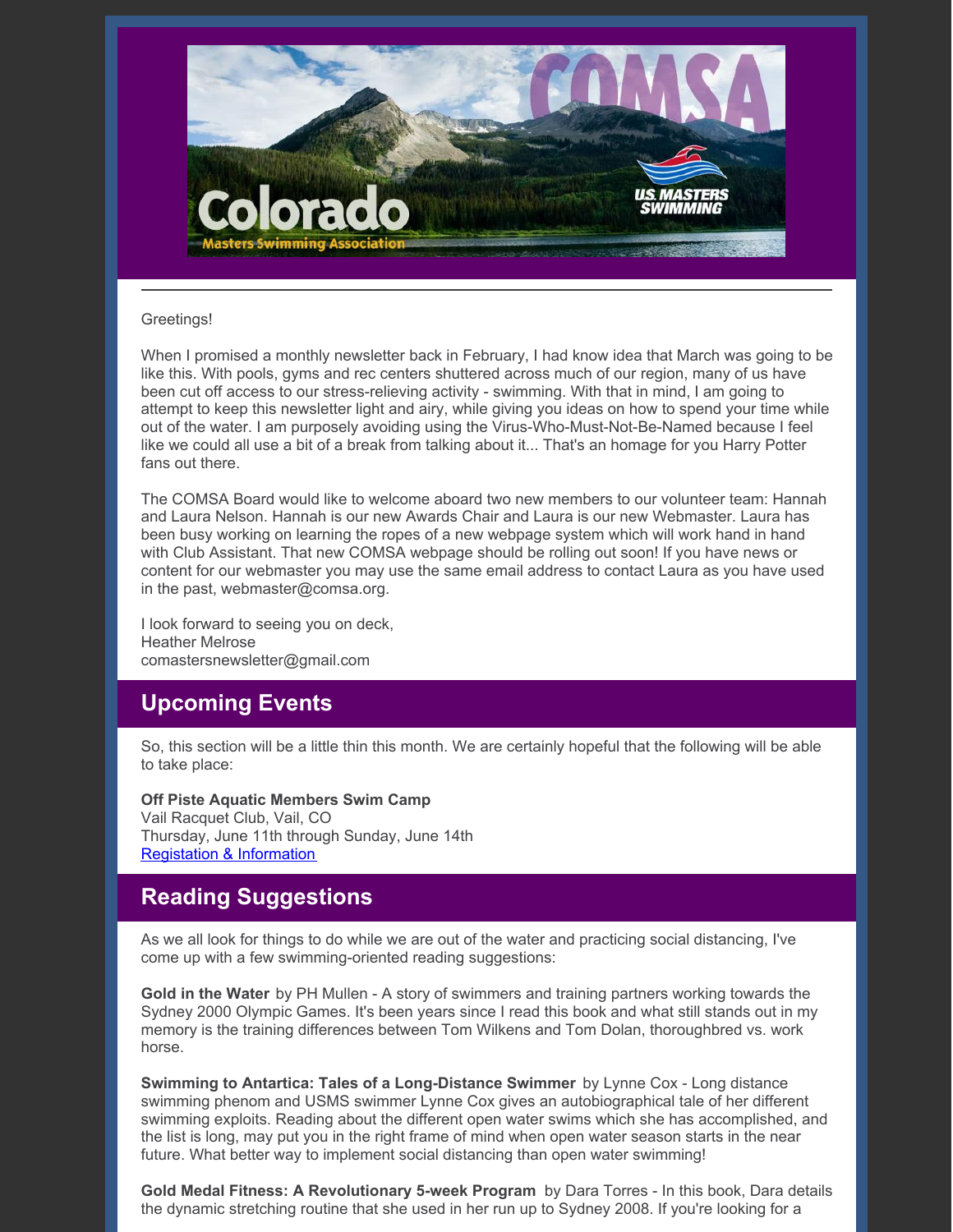Greetings!

When I promised a monthly newsletter back in February, I had know idea that March was going to be like this. With pools, gyms and rec centers shuttered across much of our region, many of us have been cut off access to our stress-relieving activity - swimming. With that in mind, I am going to attempt to keep this newsletter light and airy, while giving you ideas on how to spend your time while out of the water. I am purposely avoiding using the Virus-Who-Must-Not-Be-Named because I feel like we could all use a bit of a break from talking about it... That's an homage for you Harry Potter fans out there.

The COMSA Board would like to welcome aboard two new members to our volunteer team: Hannah and Laura Nelson. Hannah is our new Awards Chair and Laura is our new Webmaster. Laura has been busy working on learning the ropes of a new webpage system which will work hand in hand with Club Assistant. That new COMSA webpage should be rolling out soon! If you have news or content for our webmaster you may use the same email address to contact Laura as you have used in the past, webmaster@comsa.org.

I look forward to seeing you on deck,
Heather Melrose
comastersnewsletter@gmail.com

## Upcoming Events

So, this section will be a little thin this month. We are certainly hopeful that the following will be able to take place:

**Off Piste Aquatic Members Swim Camp**
Vail Racquet Club, Vail, CO
Thursday, June 11th through Sunday, June 14th
Registation & Information

## Reading Suggestions

As we all look for things to do while we are out of the water and practicing social distancing, I've come up with a few swimming-oriented reading suggestions:

**Gold in the Water** by PH Mullen - A story of swimmers and training partners working towards the Sydney 2000 Olympic Games. It's been years since I read this book and what still stands out in my memory is the training differences between Tom Wilkens and Tom Dolan, thoroughbred vs. work horse.

**Swimming to Antartica: Tales of a Long-Distance Swimmer** by Lynne Cox - Long distance swimming phenom and USMS swimmer Lynne Cox gives an autobiographical tale of her different swimming exploits. Reading about the different open water swims which she has accomplished, and the list is long, may put you in the right frame of mind when open water season starts in the near future. What better way to implement social distancing than open water swimming!

**Gold Medal Fitness: A Revolutionary 5-week Program** by Dara Torres - In this book, Dara details the dynamic stretching routine that she used in her run up to Sydney 2008. If you're looking for a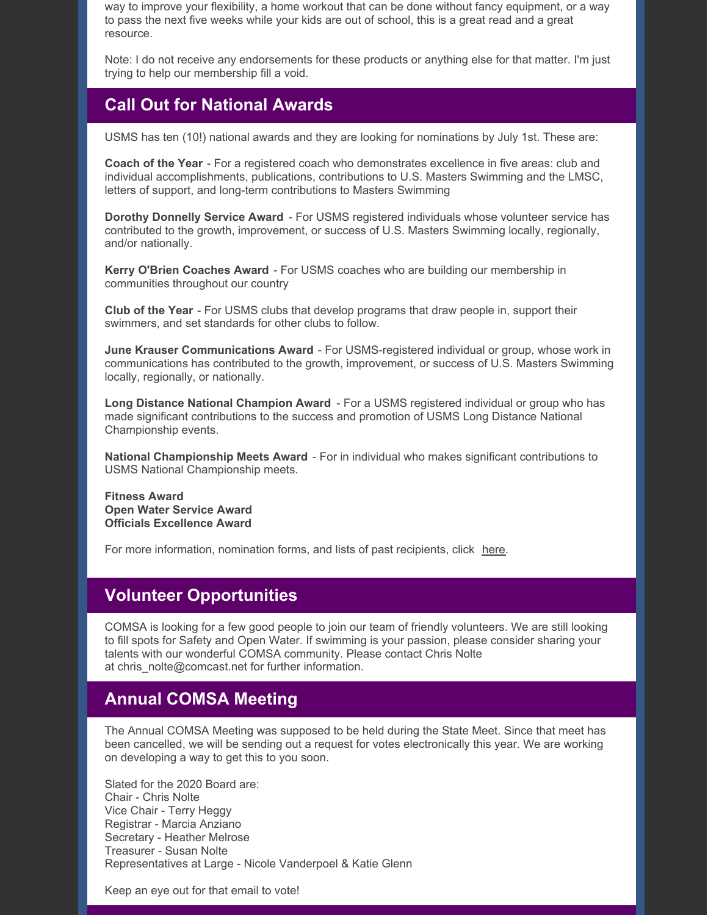way to improve your flexibility, a home workout that can be done without fancy equipment, or a way to pass the next five weeks while your kids are out of school, this is a great read and a great resource.

Note: I do not receive any endorsements for these products or anything else for that matter. I'm just trying to help our membership fill a void.

## Call Out for National Awards

USMS has ten (10!) national awards and they are looking for nominations by July 1st. These are:

**Coach of the Year** - For a registered coach who demonstrates excellence in five areas: club and individual accomplishments, publications, contributions to U.S. Masters Swimming and the LMSC, letters of support, and long-term contributions to Masters Swimming

**Dorothy Donnelly Service Award** - For USMS registered individuals whose volunteer service has contributed to the growth, improvement, or success of U.S. Masters Swimming locally, regionally, and/or nationally.

**Kerry O'Brien Coaches Award** - For USMS coaches who are building our membership in communities throughout our country

**Club of the Year** - For USMS clubs that develop programs that draw people in, support their swimmers, and set standards for other clubs to follow.

**June Krauser Communications Award** - For USMS-registered individual or group, whose work in communications has contributed to the growth, improvement, or success of U.S. Masters Swimming locally, regionally, or nationally.

**Long Distance National Champion Award** - For a USMS registered individual or group who has made significant contributions to the success and promotion of USMS Long Distance National Championship events.

**National Championship Meets Award** - For in individual who makes significant contributions to USMS National Championship meets.

**Fitness Award**
**Open Water Service Award**
**Officials Excellence Award**

For more information, nomination forms, and lists of past recipients, click here.

## Volunteer Opportunities

COMSA is looking for a few good people to join our team of friendly volunteers. We are still looking to fill spots for Safety and Open Water. If swimming is your passion, please consider sharing your talents with our wonderful COMSA community. Please contact Chris Nolte at chris_nolte@comcast.net for further information.

## Annual COMSA Meeting

The Annual COMSA Meeting was supposed to be held during the State Meet. Since that meet has been cancelled, we will be sending out a request for votes electronically this year. We are working on developing a way to get this to you soon.

Slated for the 2020 Board are:
Chair - Chris Nolte
Vice Chair - Terry Heggy
Registrar - Marcia Anziano
Secretary - Heather Melrose
Treasurer - Susan Nolte
Representatives at Large - Nicole Vanderpoel & Katie Glenn

Keep an eye out for that email to vote!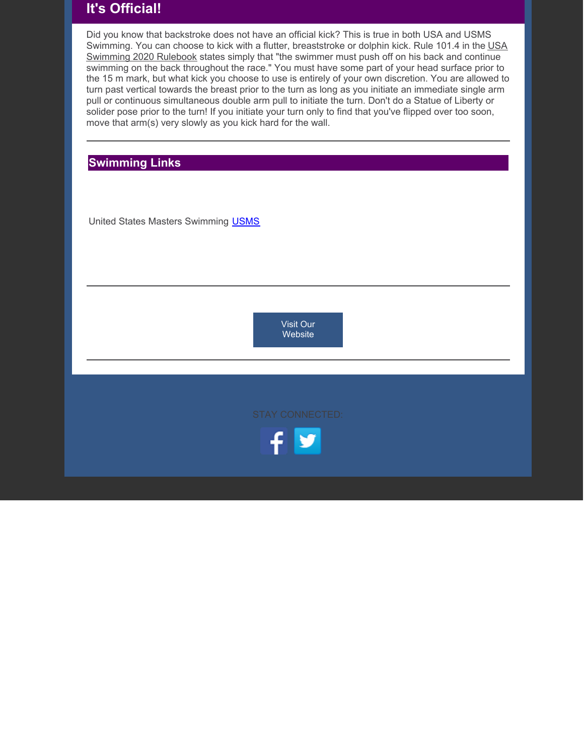## It's Official!

Did you know that backstroke does not have an official kick? This is true in both USA and USMS Swimming. You can choose to kick with a flutter, breaststroke or dolphin kick. Rule 101.4 in the USA Swimming 2020 Rulebook states simply that "the swimmer must push off on his back and continue swimming on the back throughout the race." You must have some part of your head surface prior to the 15 m mark, but what kick you choose to use is entirely of your own discretion. You are allowed to turn past vertical towards the breast prior to the turn as long as you initiate an immediate single arm pull or continuous simultaneous double arm pull to initiate the turn. Don't do a Statue of Liberty or solider pose prior to the turn! If you initiate your turn only to find that you've flipped over too soon, move that arm(s) very slowly as you kick hard for the wall.

---

## Swimming Links

United States Masters Swimming USMS

---

Visit Our Website

---

STAY CONNECTED: